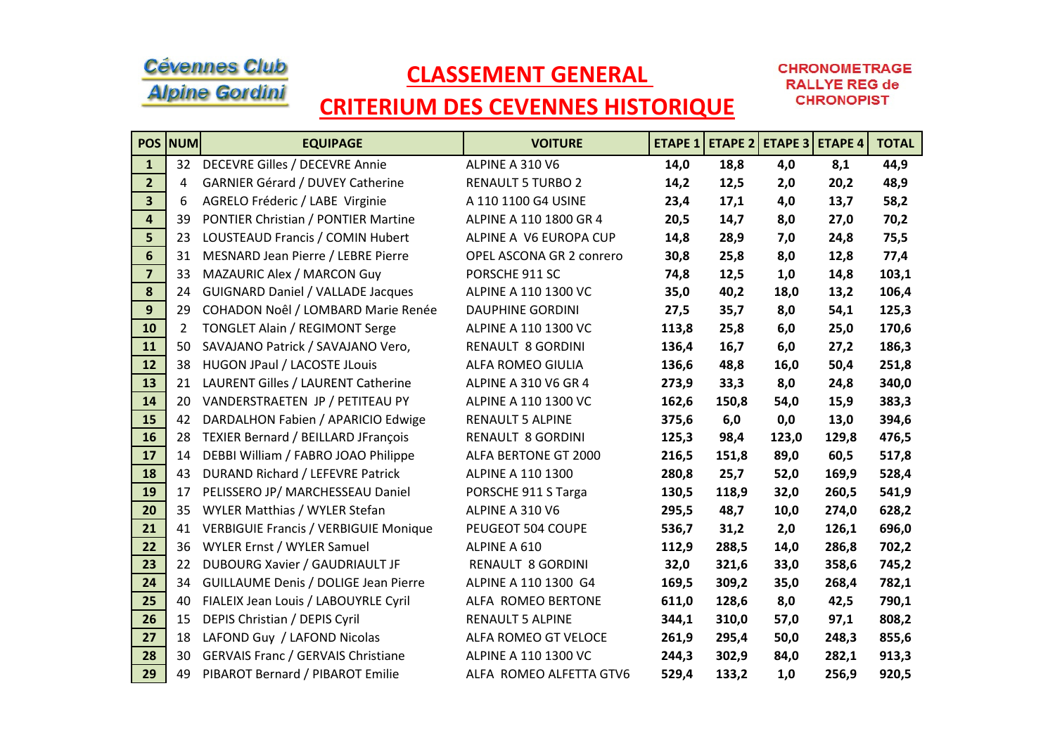Cévennes Club Alpine Gordini

# CLASSEMENT GENERAL

# CRITERIUM DES CEVENNES HISTORIQUE

CHRONOMETRAGE RALLYE REG de CHRONOPIST

| POS | NUM | EQUIPAGE | VOITURE | ETAPE 1 | ETAPE 2 | ETAPE 3 | ETAPE 4 | TOTAL |
|---|---|---|---|---|---|---|---|---|
| 1 | 32 | DECEVRE Gilles / DECEVRE Annie | ALPINE A 310 V6 | 14,0 | 18,8 | 4,0 | 8,1 | 44,9 |
| 2 | 4 | GARNIER Gérard / DUVEY Catherine | RENAULT 5 TURBO 2 | 14,2 | 12,5 | 2,0 | 20,2 | 48,9 |
| 3 | 6 | AGRELO Fréderic / LABE Virginie | A 110 1100 G4 USINE | 23,4 | 17,1 | 4,0 | 13,7 | 58,2 |
| 4 | 39 | PONTIER Christian / PONTIER Martine | ALPINE A 110 1800 GR 4 | 20,5 | 14,7 | 8,0 | 27,0 | 70,2 |
| 5 | 23 | LOUSTEAUD Francis / COMIN Hubert | ALPINE A V6 EUROPA CUP | 14,8 | 28,9 | 7,0 | 24,8 | 75,5 |
| 6 | 31 | MESNARD Jean Pierre / LEBRE Pierre | OPEL ASCONA GR 2 conrero | 30,8 | 25,8 | 8,0 | 12,8 | 77,4 |
| 7 | 33 | MAZAURIC Alex / MARCON Guy | PORSCHE 911 SC | 74,8 | 12,5 | 1,0 | 14,8 | 103,1 |
| 8 | 24 | GUIGNARD Daniel / VALLADE Jacques | ALPINE A 110 1300 VC | 35,0 | 40,2 | 18,0 | 13,2 | 106,4 |
| 9 | 29 | COHADON Noêl / LOMBARD Marie Renée | DAUPHINE GORDINI | 27,5 | 35,7 | 8,0 | 54,1 | 125,3 |
| 10 | 2 | TONGLET Alain / REGIMONT Serge | ALPINE A 110 1300 VC | 113,8 | 25,8 | 6,0 | 25,0 | 170,6 |
| 11 | 50 | SAVAJANO Patrick / SAVAJANO Vero, | RENAULT 8 GORDINI | 136,4 | 16,7 | 6,0 | 27,2 | 186,3 |
| 12 | 38 | HUGON JPaul / LACOSTE JLouis | ALFA ROMEO GIULIA | 136,6 | 48,8 | 16,0 | 50,4 | 251,8 |
| 13 | 21 | LAURENT Gilles / LAURENT Catherine | ALPINE A 310 V6 GR 4 | 273,9 | 33,3 | 8,0 | 24,8 | 340,0 |
| 14 | 20 | VANDERSTRAETEN JP / PETITEAU PY | ALPINE A 110 1300 VC | 162,6 | 150,8 | 54,0 | 15,9 | 383,3 |
| 15 | 42 | DARDALHON Fabien / APARICIO Edwige | RENAULT 5 ALPINE | 375,6 | 6,0 | 0,0 | 13,0 | 394,6 |
| 16 | 28 | TEXIER Bernard / BEILLARD JFrançois | RENAULT 8 GORDINI | 125,3 | 98,4 | 123,0 | 129,8 | 476,5 |
| 17 | 14 | DEBBI William / FABRO JOAO Philippe | ALFA BERTONE GT 2000 | 216,5 | 151,8 | 89,0 | 60,5 | 517,8 |
| 18 | 43 | DURAND Richard / LEFEVRE Patrick | ALPINE A 110 1300 | 280,8 | 25,7 | 52,0 | 169,9 | 528,4 |
| 19 | 17 | PELISSERO JP/ MARCHESSEAU Daniel | PORSCHE 911 S Targa | 130,5 | 118,9 | 32,0 | 260,5 | 541,9 |
| 20 | 35 | WYLER Matthias / WYLER Stefan | ALPINE A 310 V6 | 295,5 | 48,7 | 10,0 | 274,0 | 628,2 |
| 21 | 41 | VERBIGUIE Francis / VERBIGUIE Monique | PEUGEOT 504 COUPE | 536,7 | 31,2 | 2,0 | 126,1 | 696,0 |
| 22 | 36 | WYLER Ernst / WYLER Samuel | ALPINE A 610 | 112,9 | 288,5 | 14,0 | 286,8 | 702,2 |
| 23 | 22 | DUBOURG Xavier / GAUDRIAULT JF | RENAULT 8 GORDINI | 32,0 | 321,6 | 33,0 | 358,6 | 745,2 |
| 24 | 34 | GUILLAUME Denis / DOLIGE Jean Pierre | ALPINE A 110 1300 G4 | 169,5 | 309,2 | 35,0 | 268,4 | 782,1 |
| 25 | 40 | FIALEIX Jean Louis / LABOUYRLE Cyril | ALFA ROMEO BERTONE | 611,0 | 128,6 | 8,0 | 42,5 | 790,1 |
| 26 | 15 | DEPIS Christian / DEPIS Cyril | RENAULT 5 ALPINE | 344,1 | 310,0 | 57,0 | 97,1 | 808,2 |
| 27 | 18 | LAFOND Guy / LAFOND Nicolas | ALFA ROMEO GT VELOCE | 261,9 | 295,4 | 50,0 | 248,3 | 855,6 |
| 28 | 30 | GERVAIS Franc / GERVAIS Christiane | ALPINE A 110 1300 VC | 244,3 | 302,9 | 84,0 | 282,1 | 913,3 |
| 29 | 49 | PIBAROT Bernard / PIBAROT Emilie | ALFA ROMEO ALFETTA GTV6 | 529,4 | 133,2 | 1,0 | 256,9 | 920,5 |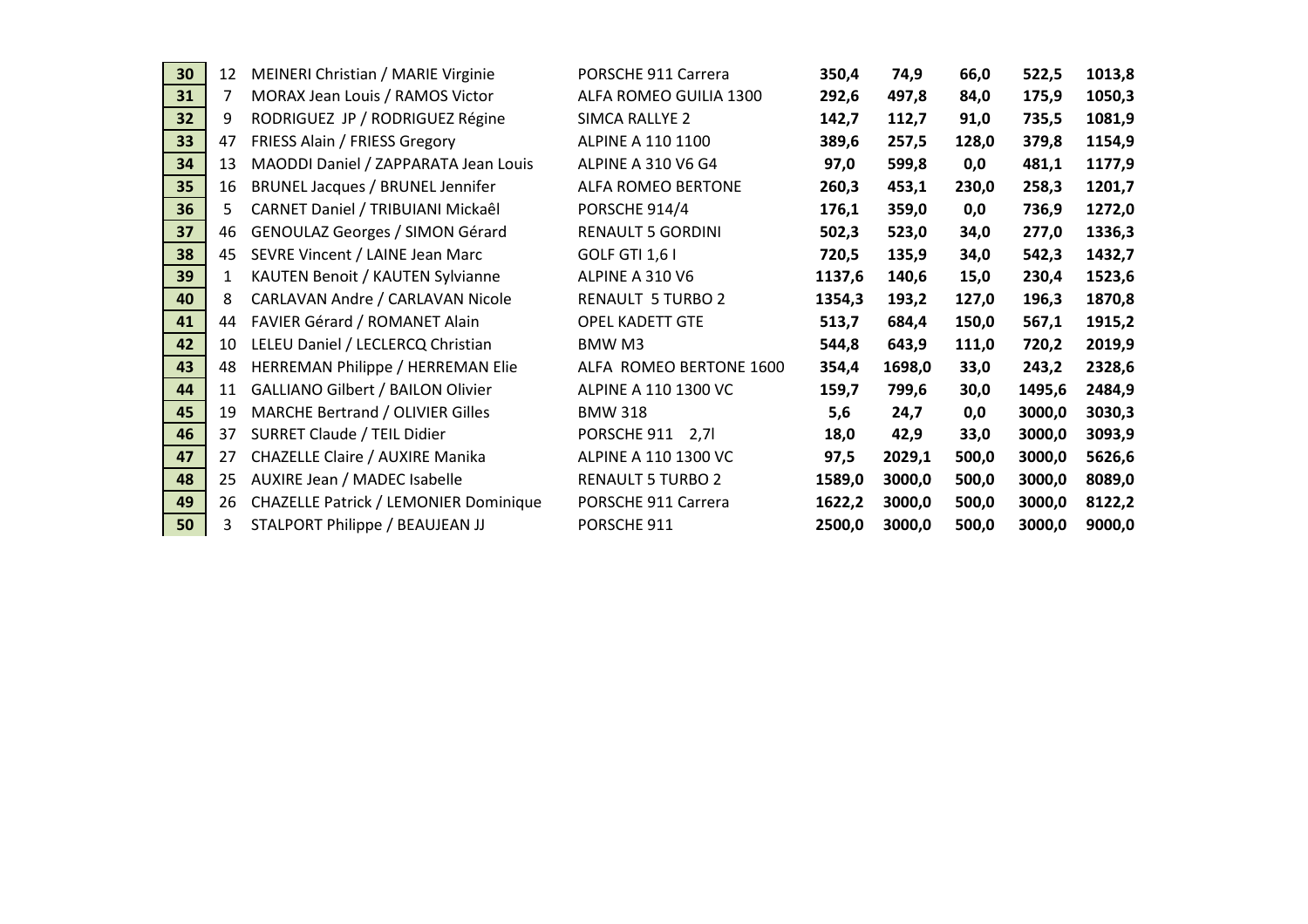| | | | | | | | | |
|---|---|---|---|---|---|---|---|---|
| **30** | 12 | MEINERI Christian / MARIE Virginie | PORSCHE 911 Carrera | **350,4** | **74,9** | **66,0** | **522,5** | **1013,8** |
| **31** | 7 | MORAX Jean Louis / RAMOS Victor | ALFA ROMEO GUILIA 1300 | **292,6** | **497,8** | **84,0** | **175,9** | **1050,3** |
| **32** | 9 | RODRIGUEZ JP / RODRIGUEZ Régine | SIMCA RALLYE 2 | **142,7** | **112,7** | **91,0** | **735,5** | **1081,9** |
| **33** | 47 | FRIESS Alain / FRIESS Gregory | ALPINE A 110 1100 | **389,6** | **257,5** | **128,0** | **379,8** | **1154,9** |
| **34** | 13 | MAODDI Daniel / ZAPPARATA Jean Louis | ALPINE A 310 V6 G4 | **97,0** | **599,8** | **0,0** | **481,1** | **1177,9** |
| **35** | 16 | BRUNEL Jacques / BRUNEL Jennifer | ALFA ROMEO BERTONE | **260,3** | **453,1** | **230,0** | **258,3** | **1201,7** |
| **36** | 5 | CARNET Daniel / TRIBUIANI Mickaêl | PORSCHE 914/4 | **176,1** | **359,0** | **0,0** | **736,9** | **1272,0** |
| **37** | 46 | GENOULAZ Georges / SIMON Gérard | RENAULT 5 GORDINI | **502,3** | **523,0** | **34,0** | **277,0** | **1336,3** |
| **38** | 45 | SEVRE Vincent / LAINE Jean Marc | GOLF GTI 1,6 I | **720,5** | **135,9** | **34,0** | **542,3** | **1432,7** |
| **39** | 1 | KAUTEN Benoit / KAUTEN Sylvianne | ALPINE A 310 V6 | **1137,6** | **140,6** | **15,0** | **230,4** | **1523,6** |
| **40** | 8 | CARLAVAN Andre / CARLAVAN Nicole | RENAULT 5 TURBO 2 | **1354,3** | **193,2** | **127,0** | **196,3** | **1870,8** |
| **41** | 44 | FAVIER Gérard / ROMANET Alain | OPEL KADETT GTE | **513,7** | **684,4** | **150,0** | **567,1** | **1915,2** |
| **42** | 10 | LELEU Daniel / LECLERCQ Christian | BMW M3 | **544,8** | **643,9** | **111,0** | **720,2** | **2019,9** |
| **43** | 48 | HERREMAN Philippe / HERREMAN Elie | ALFA ROMEO BERTONE 1600 | **354,4** | **1698,0** | **33,0** | **243,2** | **2328,6** |
| **44** | 11 | GALLIANO Gilbert / BAILON Olivier | ALPINE A 110 1300 VC | **159,7** | **799,6** | **30,0** | **1495,6** | **2484,9** |
| **45** | 19 | MARCHE Bertrand / OLIVIER Gilles | BMW 318 | **5,6** | **24,7** | **0,0** | **3000,0** | **3030,3** |
| **46** | 37 | SURRET Claude / TEIL Didier | PORSCHE 911 2,7l | **18,0** | **42,9** | **33,0** | **3000,0** | **3093,9** |
| **47** | 27 | CHAZELLE Claire / AUXIRE Manika | ALPINE A 110 1300 VC | **97,5** | **2029,1** | **500,0** | **3000,0** | **5626,6** |
| **48** | 25 | AUXIRE Jean / MADEC Isabelle | RENAULT 5 TURBO 2 | **1589,0** | **3000,0** | **500,0** | **3000,0** | **8089,0** |
| **49** | 26 | CHAZELLE Patrick / LEMONIER Dominique | PORSCHE 911 Carrera | **1622,2** | **3000,0** | **500,0** | **3000,0** | **8122,2** |
| **50** | 3 | STALPORT Philippe / BEAUJEAN JJ | PORSCHE 911 | **2500,0** | **3000,0** | **500,0** | **3000,0** | **9000,0** |